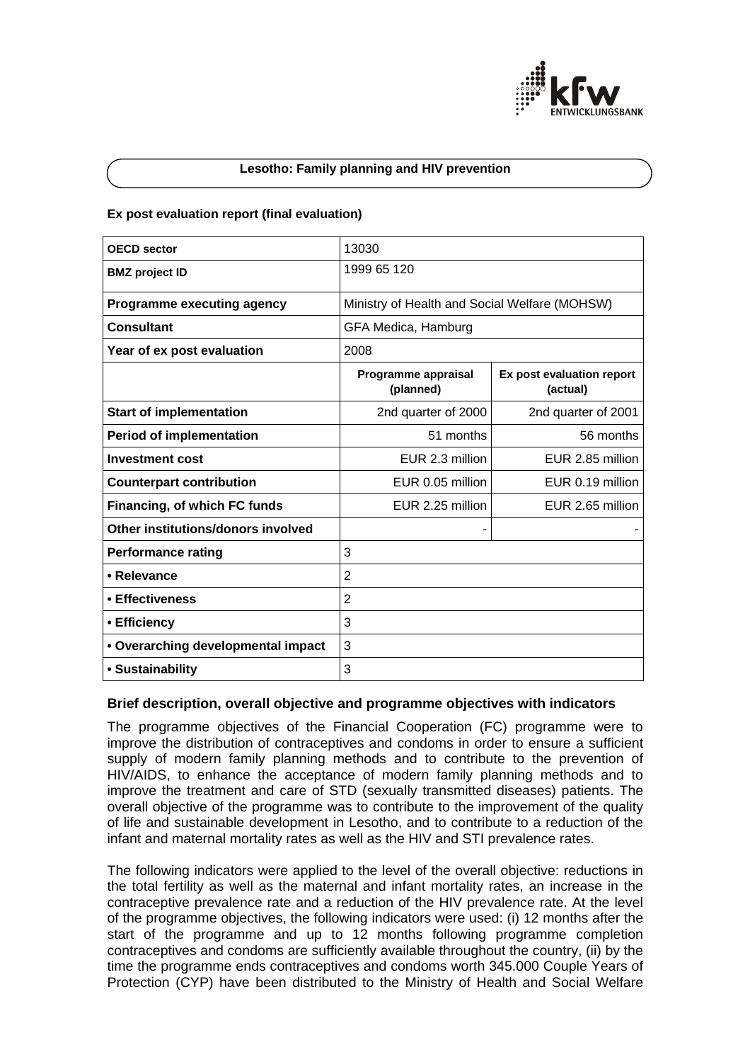# Lesotho: Family planning and HIV prevention

### Ex post evaluation report (final evaluation)

| OECD sector | 13030 | |
|---|---|---|
| BMZ project ID | 1999 65 120 | |
| Programme executing agency | Ministry of Health and Social Welfare (MOHSW) | |
| Consultant | GFA Medica, Hamburg | |
| Year of ex post evaluation | 2008 | |
| | Programme appraisal (planned) | Ex post evaluation report (actual) |
| Start of implementation | 2nd quarter of 2000 | 2nd quarter of 2001 |
| Period of implementation | 51 months | 56 months |
| Investment cost | EUR 2.3 million | EUR 2.85 million |
| Counterpart contribution | EUR 0.05 million | EUR 0.19 million |
| Financing, of which FC funds | EUR 2.25 million | EUR 2.65 million |
| Other institutions/donors involved | - | - |
| Performance rating | 3 | |
| • Relevance | 2 | |
| • Effectiveness | 2 | |
| • Efficiency | 3 | |
| • Overarching developmental impact | 3 | |
| • Sustainability | 3 | |

## Brief description, overall objective and programme objectives with indicators

The programme objectives of the Financial Cooperation (FC) programme were to improve the distribution of contraceptives and condoms in order to ensure a sufficient supply of modern family planning methods and to contribute to the prevention of HIV/AIDS, to enhance the acceptance of modern family planning methods and to improve the treatment and care of STD (sexually transmitted diseases) patients. The overall objective of the programme was to contribute to the improvement of the quality of life and sustainable development in Lesotho, and to contribute to a reduction of the infant and maternal mortality rates as well as the HIV and STI prevalence rates.

The following indicators were applied to the level of the overall objective: reductions in the total fertility as well as the maternal and infant mortality rates, an increase in the contraceptive prevalence rate and a reduction of the HIV prevalence rate. At the level of the programme objectives, the following indicators were used: (i) 12 months after the start of the programme and up to 12 months following programme completion contraceptives and condoms are sufficiently available throughout the country, (ii) by the time the programme ends contraceptives and condoms worth 345.000 Couple Years of Protection (CYP) have been distributed to the Ministry of Health and Social Welfare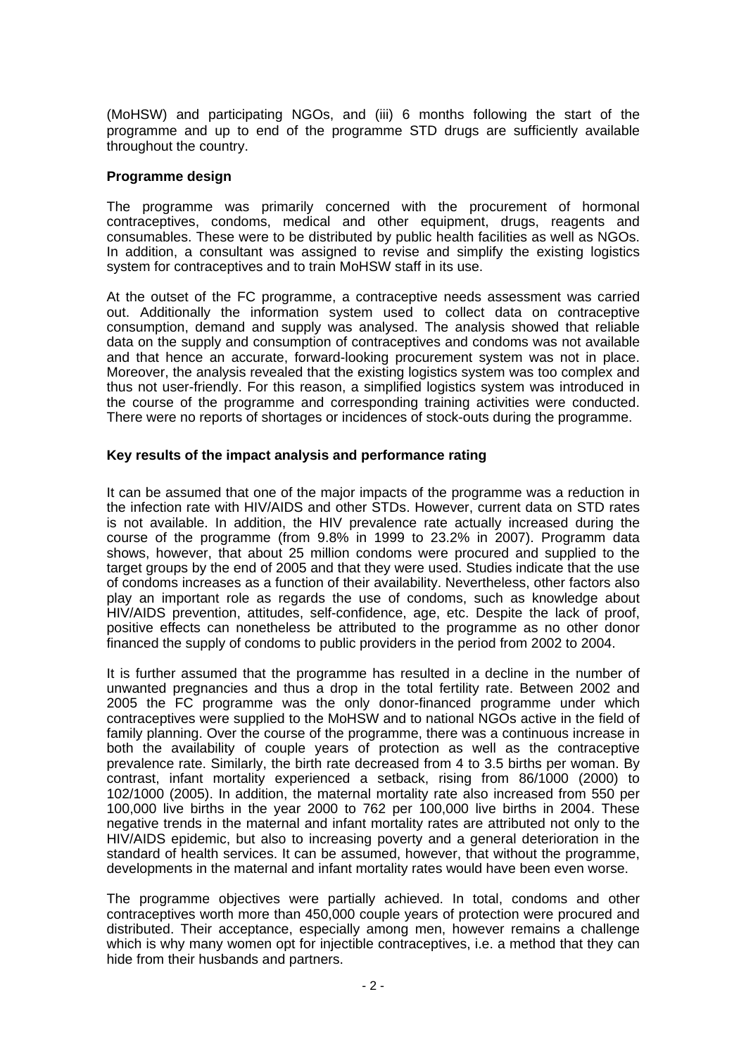(MoHSW) and participating NGOs, and (iii) 6 months following the start of the programme and up to end of the programme STD drugs are sufficiently available throughout the country.

**Programme design**

The programme was primarily concerned with the procurement of hormonal contraceptives, condoms, medical and other equipment, drugs, reagents and consumables. These were to be distributed by public health facilities as well as NGOs. In addition, a consultant was assigned to revise and simplify the existing logistics system for contraceptives and to train MoHSW staff in its use.

At the outset of the FC programme, a contraceptive needs assessment was carried out. Additionally the information system used to collect data on contraceptive consumption, demand and supply was analysed. The analysis showed that reliable data on the supply and consumption of contraceptives and condoms was not available and that hence an accurate, forward-looking procurement system was not in place. Moreover, the analysis revealed that the existing logistics system was too complex and thus not user-friendly. For this reason, a simplified logistics system was introduced in the course of the programme and corresponding training activities were conducted. There were no reports of shortages or incidences of stock-outs during the programme.

**Key results of the impact analysis and performance rating**

It can be assumed that one of the major impacts of the programme was a reduction in the infection rate with HIV/AIDS and other STDs. However, current data on STD rates is not available. In addition, the HIV prevalence rate actually increased during the course of the programme (from 9.8% in 1999 to 23.2% in 2007). Programm data shows, however, that about 25 million condoms were procured and supplied to the target groups by the end of 2005 and that they were used. Studies indicate that the use of condoms increases as a function of their availability. Nevertheless, other factors also play an important role as regards the use of condoms, such as knowledge about HIV/AIDS prevention, attitudes, self-confidence, age, etc. Despite the lack of proof, positive effects can nonetheless be attributed to the programme as no other donor financed the supply of condoms to public providers in the period from 2002 to 2004.

It is further assumed that the programme has resulted in a decline in the number of unwanted pregnancies and thus a drop in the total fertility rate. Between 2002 and 2005 the FC programme was the only donor-financed programme under which contraceptives were supplied to the MoHSW and to national NGOs active in the field of family planning. Over the course of the programme, there was a continuous increase in both the availability of couple years of protection as well as the contraceptive prevalence rate. Similarly, the birth rate decreased from 4 to 3.5 births per woman. By contrast, infant mortality experienced a setback, rising from 86/1000 (2000) to 102/1000 (2005). In addition, the maternal mortality rate also increased from 550 per 100,000 live births in the year 2000 to 762 per 100,000 live births in 2004. These negative trends in the maternal and infant mortality rates are attributed not only to the HIV/AIDS epidemic, but also to increasing poverty and a general deterioration in the standard of health services. It can be assumed, however, that without the programme, developments in the maternal and infant mortality rates would have been even worse.

The programme objectives were partially achieved. In total, condoms and other contraceptives worth more than 450,000 couple years of protection were procured and distributed. Their acceptance, especially among men, however remains a challenge which is why many women opt for injectible contraceptives, i.e. a method that they can hide from their husbands and partners.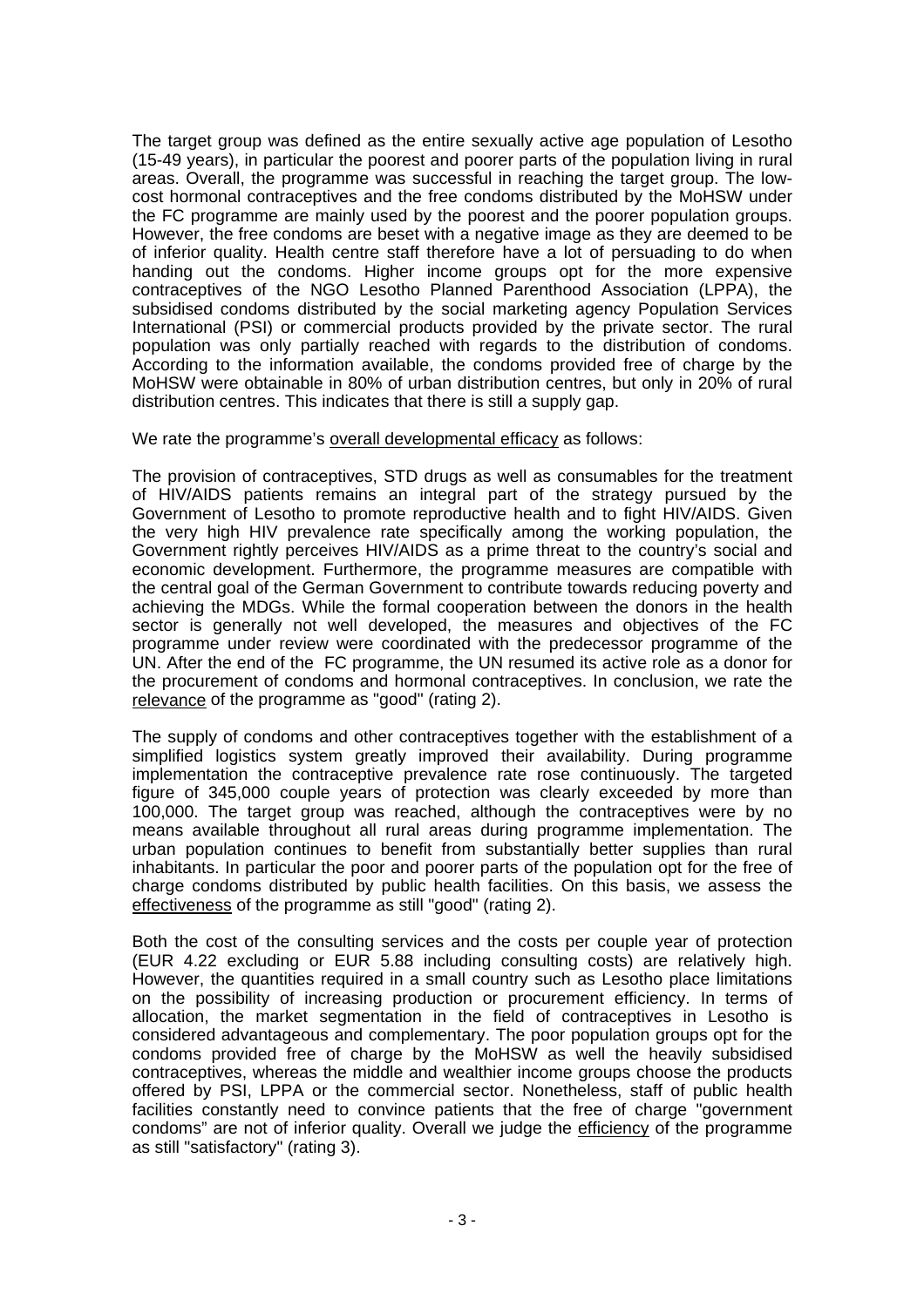The target group was defined as the entire sexually active age population of Lesotho (15-49 years), in particular the poorest and poorer parts of the population living in rural areas. Overall, the programme was successful in reaching the target group. The low-cost hormonal contraceptives and the free condoms distributed by the MoHSW under the FC programme are mainly used by the poorest and the poorer population groups. However, the free condoms are beset with a negative image as they are deemed to be of inferior quality. Health centre staff therefore have a lot of persuading to do when handing out the condoms. Higher income groups opt for the more expensive contraceptives of the NGO Lesotho Planned Parenthood Association (LPPA), the subsidised condoms distributed by the social marketing agency Population Services International (PSI) or commercial products provided by the private sector. The rural population was only partially reached with regards to the distribution of condoms. According to the information available, the condoms provided free of charge by the MoHSW were obtainable in 80% of urban distribution centres, but only in 20% of rural distribution centres. This indicates that there is still a supply gap.

We rate the programme's overall developmental efficacy as follows:

The provision of contraceptives, STD drugs as well as consumables for the treatment of HIV/AIDS patients remains an integral part of the strategy pursued by the Government of Lesotho to promote reproductive health and to fight HIV/AIDS. Given the very high HIV prevalence rate specifically among the working population, the Government rightly perceives HIV/AIDS as a prime threat to the country's social and economic development. Furthermore, the programme measures are compatible with the central goal of the German Government to contribute towards reducing poverty and achieving the MDGs. While the formal cooperation between the donors in the health sector is generally not well developed, the measures and objectives of the FC programme under review were coordinated with the predecessor programme of the UN. After the end of the FC programme, the UN resumed its active role as a donor for the procurement of condoms and hormonal contraceptives. In conclusion, we rate the relevance of the programme as "good" (rating 2).

The supply of condoms and other contraceptives together with the establishment of a simplified logistics system greatly improved their availability. During programme implementation the contraceptive prevalence rate rose continuously. The targeted figure of 345,000 couple years of protection was clearly exceeded by more than 100,000. The target group was reached, although the contraceptives were by no means available throughout all rural areas during programme implementation. The urban population continues to benefit from substantially better supplies than rural inhabitants. In particular the poor and poorer parts of the population opt for the free of charge condoms distributed by public health facilities. On this basis, we assess the effectiveness of the programme as still "good" (rating 2).

Both the cost of the consulting services and the costs per couple year of protection (EUR 4.22 excluding or EUR 5.88 including consulting costs) are relatively high. However, the quantities required in a small country such as Lesotho place limitations on the possibility of increasing production or procurement efficiency. In terms of allocation, the market segmentation in the field of contraceptives in Lesotho is considered advantageous and complementary. The poor population groups opt for the condoms provided free of charge by the MoHSW as well the heavily subsidised contraceptives, whereas the middle and wealthier income groups choose the products offered by PSI, LPPA or the commercial sector. Nonetheless, staff of public health facilities constantly need to convince patients that the free of charge "government condoms" are not of inferior quality. Overall we judge the efficiency of the programme as still "satisfactory" (rating 3).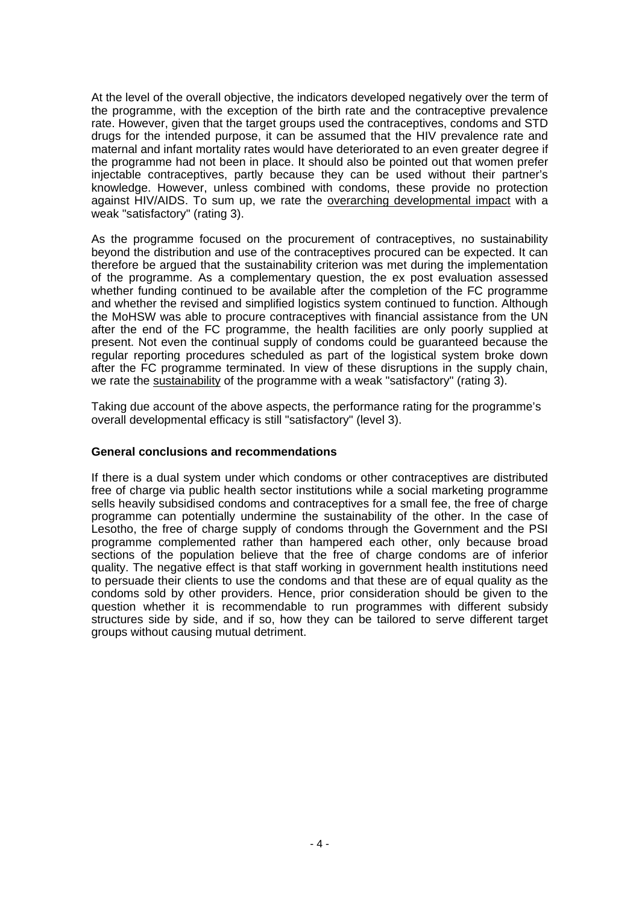At the level of the overall objective, the indicators developed negatively over the term of the programme, with the exception of the birth rate and the contraceptive prevalence rate. However, given that the target groups used the contraceptives, condoms and STD drugs for the intended purpose, it can be assumed that the HIV prevalence rate and maternal and infant mortality rates would have deteriorated to an even greater degree if the programme had not been in place. It should also be pointed out that women prefer injectable contraceptives, partly because they can be used without their partner's knowledge. However, unless combined with condoms, these provide no protection against HIV/AIDS. To sum up, we rate the <u>overarching developmental impact</u> with a weak "satisfactory" (rating 3).

As the programme focused on the procurement of contraceptives, no sustainability beyond the distribution and use of the contraceptives procured can be expected. It can therefore be argued that the sustainability criterion was met during the implementation of the programme. As a complementary question, the ex post evaluation assessed whether funding continued to be available after the completion of the FC programme and whether the revised and simplified logistics system continued to function. Although the MoHSW was able to procure contraceptives with financial assistance from the UN after the end of the FC programme, the health facilities are only poorly supplied at present. Not even the continual supply of condoms could be guaranteed because the regular reporting procedures scheduled as part of the logistical system broke down after the FC programme terminated. In view of these disruptions in the supply chain, we rate the <u>sustainability</u> of the programme with a weak "satisfactory" (rating 3).

Taking due account of the above aspects, the performance rating for the programme's overall developmental efficacy is still "satisfactory" (level 3).

**General conclusions and recommendations**

If there is a dual system under which condoms or other contraceptives are distributed free of charge via public health sector institutions while a social marketing programme sells heavily subsidised condoms and contraceptives for a small fee, the free of charge programme can potentially undermine the sustainability of the other. In the case of Lesotho, the free of charge supply of condoms through the Government and the PSI programme complemented rather than hampered each other, only because broad sections of the population believe that the free of charge condoms are of inferior quality. The negative effect is that staff working in government health institutions need to persuade their clients to use the condoms and that these are of equal quality as the condoms sold by other providers. Hence, prior consideration should be given to the question whether it is recommendable to run programmes with different subsidy structures side by side, and if so, how they can be tailored to serve different target groups without causing mutual detriment.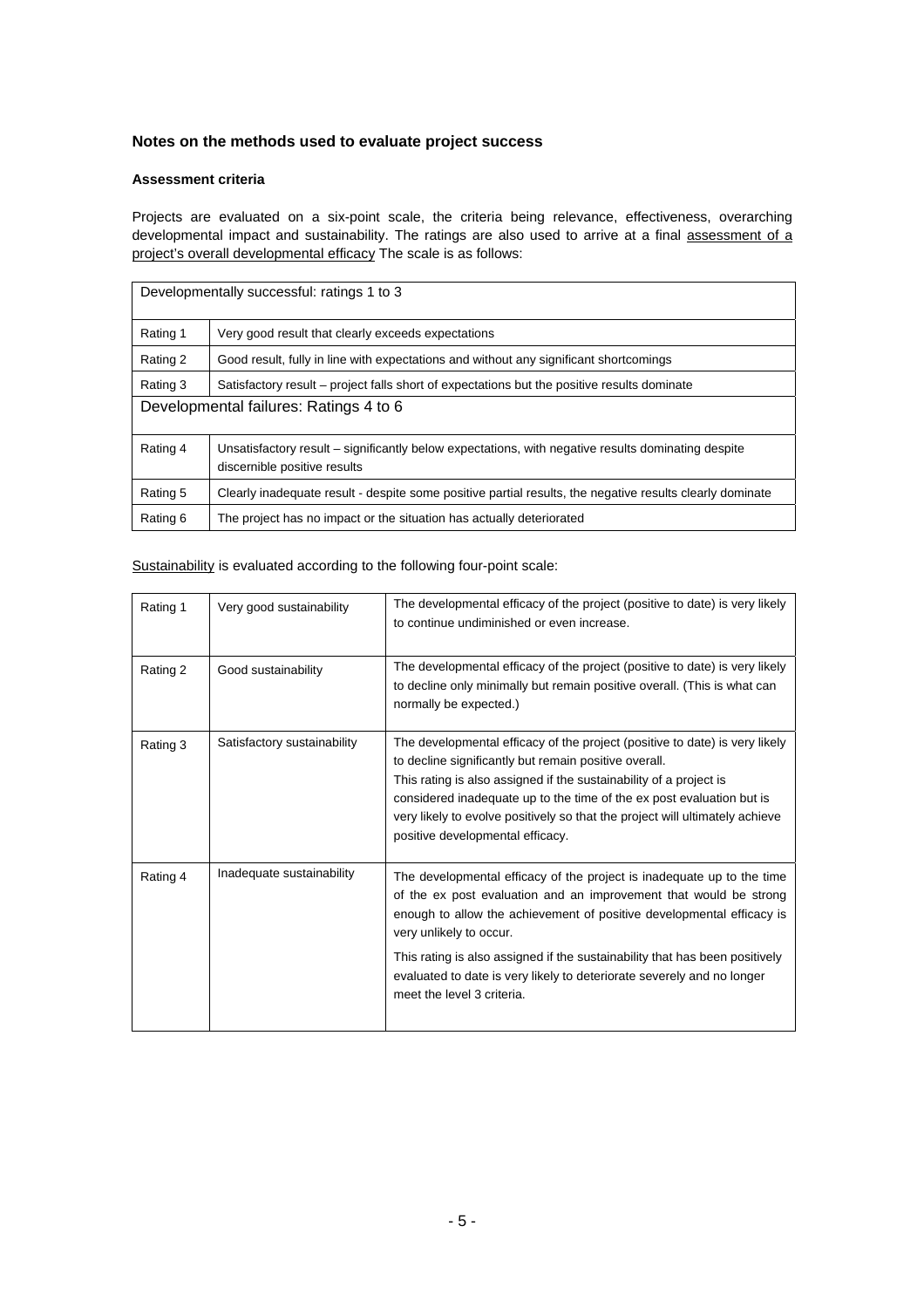## Notes on the methods used to evaluate project success

### Assessment criteria

Projects are evaluated on a six-point scale, the criteria being relevance, effectiveness, overarching developmental impact and sustainability. The ratings are also used to arrive at a final assessment of a project's overall developmental efficacy The scale is as follows:

| Developmentally successful: ratings 1 to 3 | |
|---|---|
| Rating 1 | Very good result that clearly exceeds expectations |
| Rating 2 | Good result, fully in line with expectations and without any significant shortcomings |
| Rating 3 | Satisfactory result – project falls short of expectations but the positive results dominate |
| **Developmental failures: Ratings 4 to 6** | |
| Rating 4 | Unsatisfactory result – significantly below expectations, with negative results dominating despite discernible positive results |
| Rating 5 | Clearly inadequate result - despite some positive partial results, the negative results clearly dominate |
| Rating 6 | The project has no impact or the situation has actually deteriorated |

Sustainability is evaluated according to the following four-point scale:

| Rating | Description | Definition |
|---|---|---|
| Rating 1 | Very good sustainability | The developmental efficacy of the project (positive to date) is very likely to continue undiminished or even increase. |
| Rating 2 | Good sustainability | The developmental efficacy of the project (positive to date) is very likely to decline only minimally but remain positive overall. (This is what can normally be expected.) |
| Rating 3 | Satisfactory sustainability | The developmental efficacy of the project (positive to date) is very likely to decline significantly but remain positive overall. This rating is also assigned if the sustainability of a project is considered inadequate up to the time of the ex post evaluation but is very likely to evolve positively so that the project will ultimately achieve positive developmental efficacy. |
| Rating 4 | Inadequate sustainability | The developmental efficacy of the project is inadequate up to the time of the ex post evaluation and an improvement that would be strong enough to allow the achievement of positive developmental efficacy is very unlikely to occur. This rating is also assigned if the sustainability that has been positively evaluated to date is very likely to deteriorate severely and no longer meet the level 3 criteria. |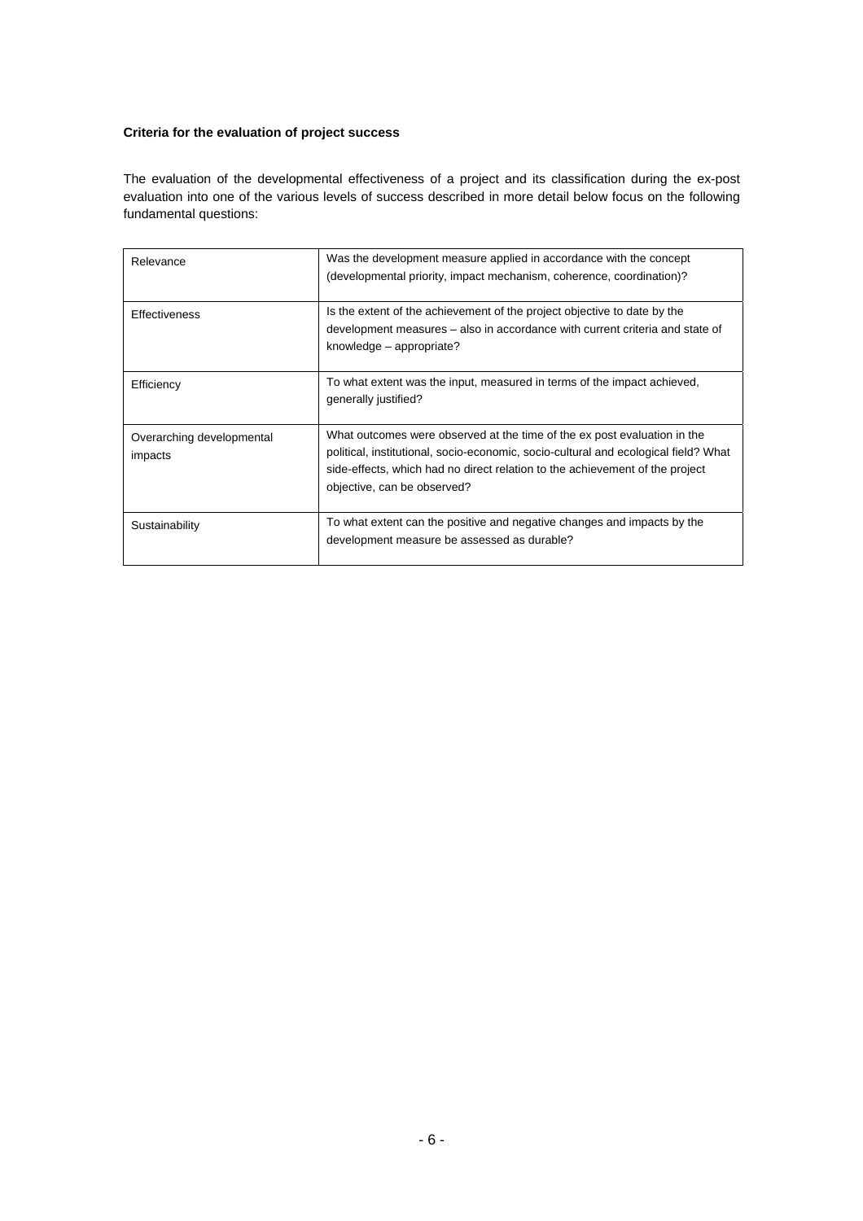**Criteria for the evaluation of project success**

The evaluation of the developmental effectiveness of a project and its classification during the ex-post evaluation into one of the various levels of success described in more detail below focus on the following fundamental questions:

| | |
|---|---|
| Relevance | Was the development measure applied in accordance with the concept (developmental priority, impact mechanism, coherence, coordination)? |
| Effectiveness | Is the extent of the achievement of the project objective to date by the development measures – also in accordance with current criteria and state of knowledge – appropriate? |
| Efficiency | To what extent was the input, measured in terms of the impact achieved, generally justified? |
| Overarching developmental impacts | What outcomes were observed at the time of the ex post evaluation in the political, institutional, socio-economic, socio-cultural and ecological field? What side-effects, which had no direct relation to the achievement of the project objective, can be observed? |
| Sustainability | To what extent can the positive and negative changes and impacts by the development measure be assessed as durable? |